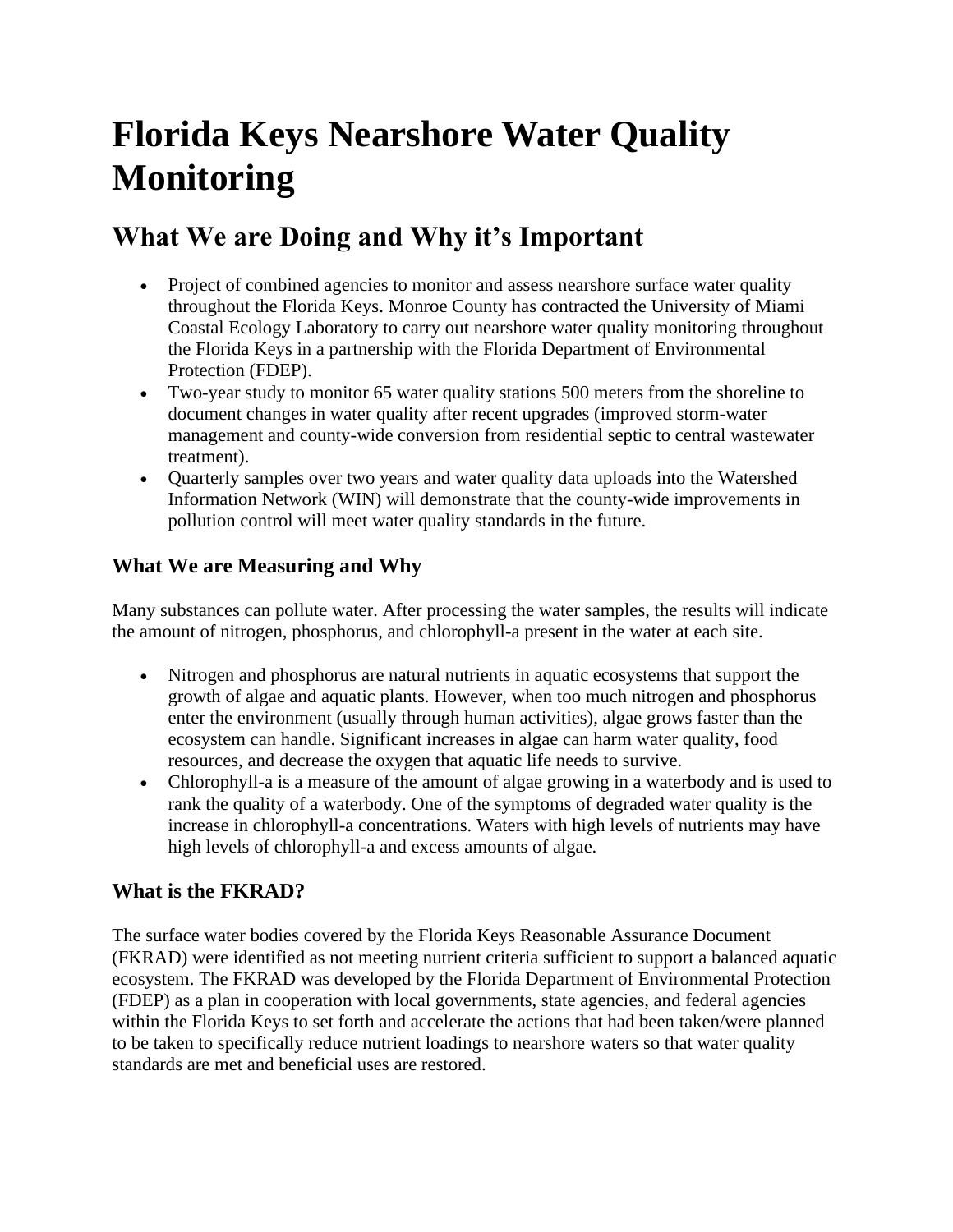# Florida Keys Nearshore Water Quality Monitoring

## What We are Doing and Why it's Important

- Project of combined agencies to monitor and assess nearshore surface water quality throughout the Florida Keys. Monroe County has contracted the University of Miami Coastal Ecology Laboratory to carry out nearshore water quality monitoring throughout the Florida Keys in a partnership with the Florida Department of Environmental Protection (FDEP).
- Two-year study to monitor 65 water quality stations 500 meters from the shoreline to document changes in water quality after recent upgrades (improved storm-water management and county-wide conversion from residential septic to central wastewater treatment).
- Quarterly samples over two years and water quality data uploads into the Watershed Information Network (WIN) will demonstrate that the county-wide improvements in pollution control will meet water quality standards in the future.

### What We are Measuring and Why

Many substances can pollute water. After processing the water samples, the results will indicate the amount of nitrogen, phosphorus, and chlorophyll-a present in the water at each site.

- Nitrogen and phosphorus are natural nutrients in aquatic ecosystems that support the growth of algae and aquatic plants. However, when too much nitrogen and phosphorus enter the environment (usually through human activities), algae grows faster than the ecosystem can handle. Significant increases in algae can harm water quality, food resources, and decrease the oxygen that aquatic life needs to survive.
- Chlorophyll-a is a measure of the amount of algae growing in a waterbody and is used to rank the quality of a waterbody. One of the symptoms of degraded water quality is the increase in chlorophyll-a concentrations. Waters with high levels of nutrients may have high levels of chlorophyll-a and excess amounts of algae.

### What is the FKRAD?

The surface water bodies covered by the Florida Keys Reasonable Assurance Document (FKRAD) were identified as not meeting nutrient criteria sufficient to support a balanced aquatic ecosystem. The FKRAD was developed by the Florida Department of Environmental Protection (FDEP) as a plan in cooperation with local governments, state agencies, and federal agencies within the Florida Keys to set forth and accelerate the actions that had been taken/were planned to be taken to specifically reduce nutrient loadings to nearshore waters so that water quality standards are met and beneficial uses are restored.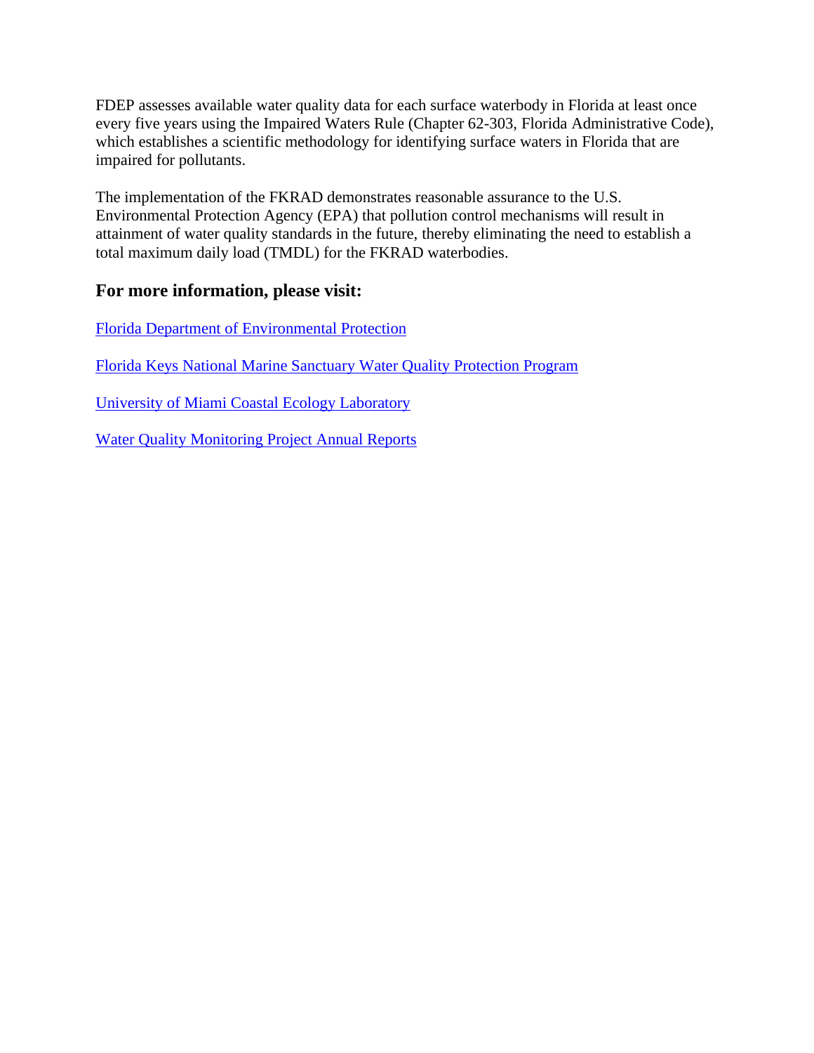FDEP assesses available water quality data for each surface waterbody in Florida at least once every five years using the Impaired Waters Rule (Chapter 62-303, Florida Administrative Code), which establishes a scientific methodology for identifying surface waters in Florida that are impaired for pollutants.

The implementation of the FKRAD demonstrates reasonable assurance to the U.S. Environmental Protection Agency (EPA) that pollution control mechanisms will result in attainment of water quality standards in the future, thereby eliminating the need to establish a total maximum daily load (TMDL) for the FKRAD waterbodies.

### For more information, please visit:

Florida Department of Environmental Protection

Florida Keys National Marine Sanctuary Water Quality Protection Program

University of Miami Coastal Ecology Laboratory

Water Quality Monitoring Project Annual Reports